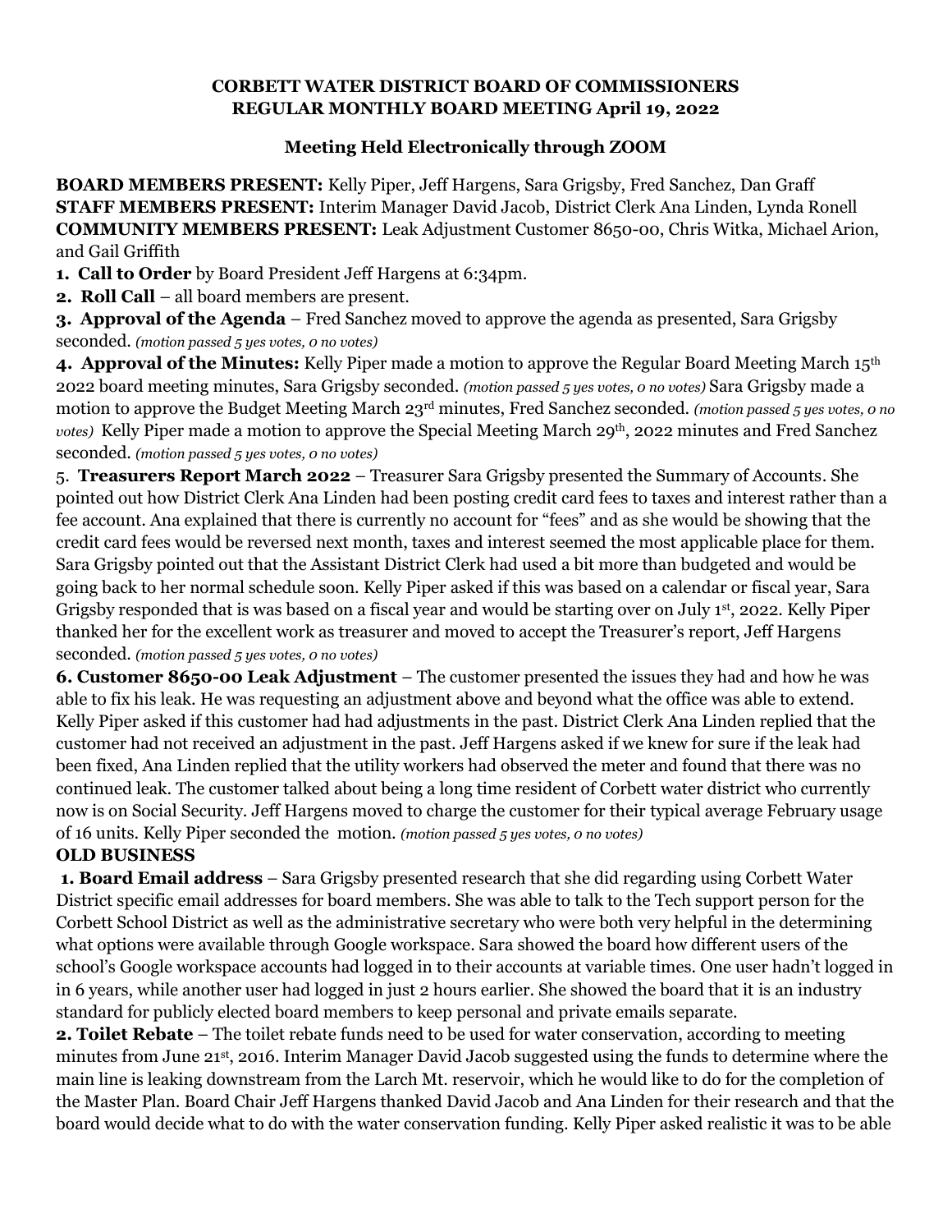**CORBETT WATER DISTRICT BOARD OF COMMISSIONERS**
**REGULAR MONTHLY BOARD MEETING April 19, 2022**

**Meeting Held Electronically through ZOOM**

**BOARD MEMBERS PRESENT:** Kelly Piper, Jeff Hargens, Sara Grigsby, Fred Sanchez, Dan Graff
**STAFF MEMBERS PRESENT:** Interim Manager David Jacob, District Clerk Ana Linden, Lynda Ronell
**COMMUNITY MEMBERS PRESENT:** Leak Adjustment Customer 8650-00, Chris Witka, Michael Arion, and Gail Griffith

**1. Call to Order** by Board President Jeff Hargens at 6:34pm.

**2. Roll Call** – all board members are present.

**3. Approval of the Agenda** – Fred Sanchez moved to approve the agenda as presented, Sara Grigsby seconded. *(motion passed 5 yes votes, 0 no votes)*

**4. Approval of the Minutes:** Kelly Piper made a motion to approve the Regular Board Meeting March 15th 2022 board meeting minutes, Sara Grigsby seconded. *(motion passed 5 yes votes, 0 no votes)* Sara Grigsby made a motion to approve the Budget Meeting March 23rd minutes, Fred Sanchez seconded. *(motion passed 5 yes votes, 0 no votes)* Kelly Piper made a motion to approve the Special Meeting March 29th, 2022 minutes and Fred Sanchez seconded. *(motion passed 5 yes votes, 0 no votes)*

5. **Treasurers Report March 2022** – Treasurer Sara Grigsby presented the Summary of Accounts. She pointed out how District Clerk Ana Linden had been posting credit card fees to taxes and interest rather than a fee account. Ana explained that there is currently no account for "fees" and as she would be showing that the credit card fees would be reversed next month, taxes and interest seemed the most applicable place for them. Sara Grigsby pointed out that the Assistant District Clerk had used a bit more than budgeted and would be going back to her normal schedule soon. Kelly Piper asked if this was based on a calendar or fiscal year, Sara Grigsby responded that is was based on a fiscal year and would be starting over on July 1st, 2022. Kelly Piper thanked her for the excellent work as treasurer and moved to accept the Treasurer's report, Jeff Hargens seconded. *(motion passed 5 yes votes, 0 no votes)*

**6. Customer 8650-00 Leak Adjustment** – The customer presented the issues they had and how he was able to fix his leak. He was requesting an adjustment above and beyond what the office was able to extend. Kelly Piper asked if this customer had had adjustments in the past. District Clerk Ana Linden replied that the customer had not received an adjustment in the past. Jeff Hargens asked if we knew for sure if the leak had been fixed, Ana Linden replied that the utility workers had observed the meter and found that there was no continued leak. The customer talked about being a long time resident of Corbett water district who currently now is on Social Security. Jeff Hargens moved to charge the customer for their typical average February usage of 16 units. Kelly Piper seconded the motion. *(motion passed 5 yes votes, 0 no votes)*

**OLD BUSINESS**

**1. Board Email address** – Sara Grigsby presented research that she did regarding using Corbett Water District specific email addresses for board members. She was able to talk to the Tech support person for the Corbett School District as well as the administrative secretary who were both very helpful in the determining what options were available through Google workspace. Sara showed the board how different users of the school's Google workspace accounts had logged in to their accounts at variable times. One user hadn't logged in in 6 years, while another user had logged in just 2 hours earlier. She showed the board that it is an industry standard for publicly elected board members to keep personal and private emails separate.

**2. Toilet Rebate** – The toilet rebate funds need to be used for water conservation, according to meeting minutes from June 21st, 2016. Interim Manager David Jacob suggested using the funds to determine where the main line is leaking downstream from the Larch Mt. reservoir, which he would like to do for the completion of the Master Plan. Board Chair Jeff Hargens thanked David Jacob and Ana Linden for their research and that the board would decide what to do with the water conservation funding. Kelly Piper asked realistic it was to be able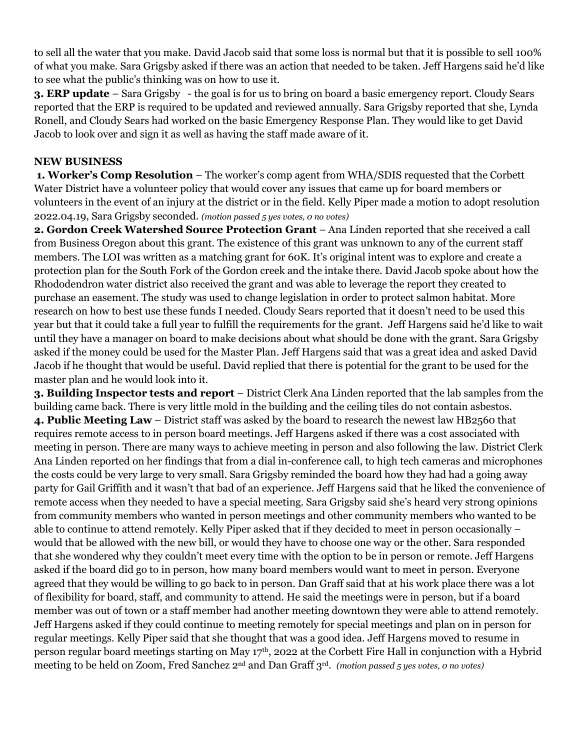to sell all the water that you make. David Jacob said that some loss is normal but that it is possible to sell 100% of what you make. Sara Grigsby asked if there was an action that needed to be taken. Jeff Hargens said he'd like to see what the public's thinking was on how to use it.

**3. ERP update** – Sara Grigsby - the goal is for us to bring on board a basic emergency report. Cloudy Sears reported that the ERP is required to be updated and reviewed annually. Sara Grigsby reported that she, Lynda Ronell, and Cloudy Sears had worked on the basic Emergency Response Plan. They would like to get David Jacob to look over and sign it as well as having the staff made aware of it.

**NEW BUSINESS**

**1. Worker's Comp Resolution** – The worker's comp agent from WHA/SDIS requested that the Corbett Water District have a volunteer policy that would cover any issues that came up for board members or volunteers in the event of an injury at the district or in the field. Kelly Piper made a motion to adopt resolution 2022.04.19, Sara Grigsby seconded. *(motion passed 5 yes votes, 0 no votes)*

**2. Gordon Creek Watershed Source Protection Grant** – Ana Linden reported that she received a call from Business Oregon about this grant. The existence of this grant was unknown to any of the current staff members. The LOI was written as a matching grant for 60K. It's original intent was to explore and create a protection plan for the South Fork of the Gordon creek and the intake there. David Jacob spoke about how the Rhododendron water district also received the grant and was able to leverage the report they created to purchase an easement. The study was used to change legislation in order to protect salmon habitat. More research on how to best use these funds I needed. Cloudy Sears reported that it doesn't need to be used this year but that it could take a full year to fulfill the requirements for the grant. Jeff Hargens said he'd like to wait until they have a manager on board to make decisions about what should be done with the grant. Sara Grigsby asked if the money could be used for the Master Plan. Jeff Hargens said that was a great idea and asked David Jacob if he thought that would be useful. David replied that there is potential for the grant to be used for the master plan and he would look into it.

**3. Building Inspector tests and report** – District Clerk Ana Linden reported that the lab samples from the building came back. There is very little mold in the building and the ceiling tiles do not contain asbestos.

**4. Public Meeting Law** – District staff was asked by the board to research the newest law HB2560 that requires remote access to in person board meetings. Jeff Hargens asked if there was a cost associated with meeting in person. There are many ways to achieve meeting in person and also following the law. District Clerk Ana Linden reported on her findings that from a dial in-conference call, to high tech cameras and microphones the costs could be very large to very small. Sara Grigsby reminded the board how they had had a going away party for Gail Griffith and it wasn't that bad of an experience. Jeff Hargens said that he liked the convenience of remote access when they needed to have a special meeting. Sara Grigsby said she's heard very strong opinions from community members who wanted in person meetings and other community members who wanted to be able to continue to attend remotely. Kelly Piper asked that if they decided to meet in person occasionally – would that be allowed with the new bill, or would they have to choose one way or the other. Sara responded that she wondered why they couldn't meet every time with the option to be in person or remote. Jeff Hargens asked if the board did go to in person, how many board members would want to meet in person. Everyone agreed that they would be willing to go back to in person. Dan Graff said that at his work place there was a lot of flexibility for board, staff, and community to attend. He said the meetings were in person, but if a board member was out of town or a staff member had another meeting downtown they were able to attend remotely. Jeff Hargens asked if they could continue to meeting remotely for special meetings and plan on in person for regular meetings. Kelly Piper said that she thought that was a good idea. Jeff Hargens moved to resume in person regular board meetings starting on May 17th, 2022 at the Corbett Fire Hall in conjunction with a Hybrid meeting to be held on Zoom, Fred Sanchez 2nd and Dan Graff 3rd. *(motion passed 5 yes votes, 0 no votes)*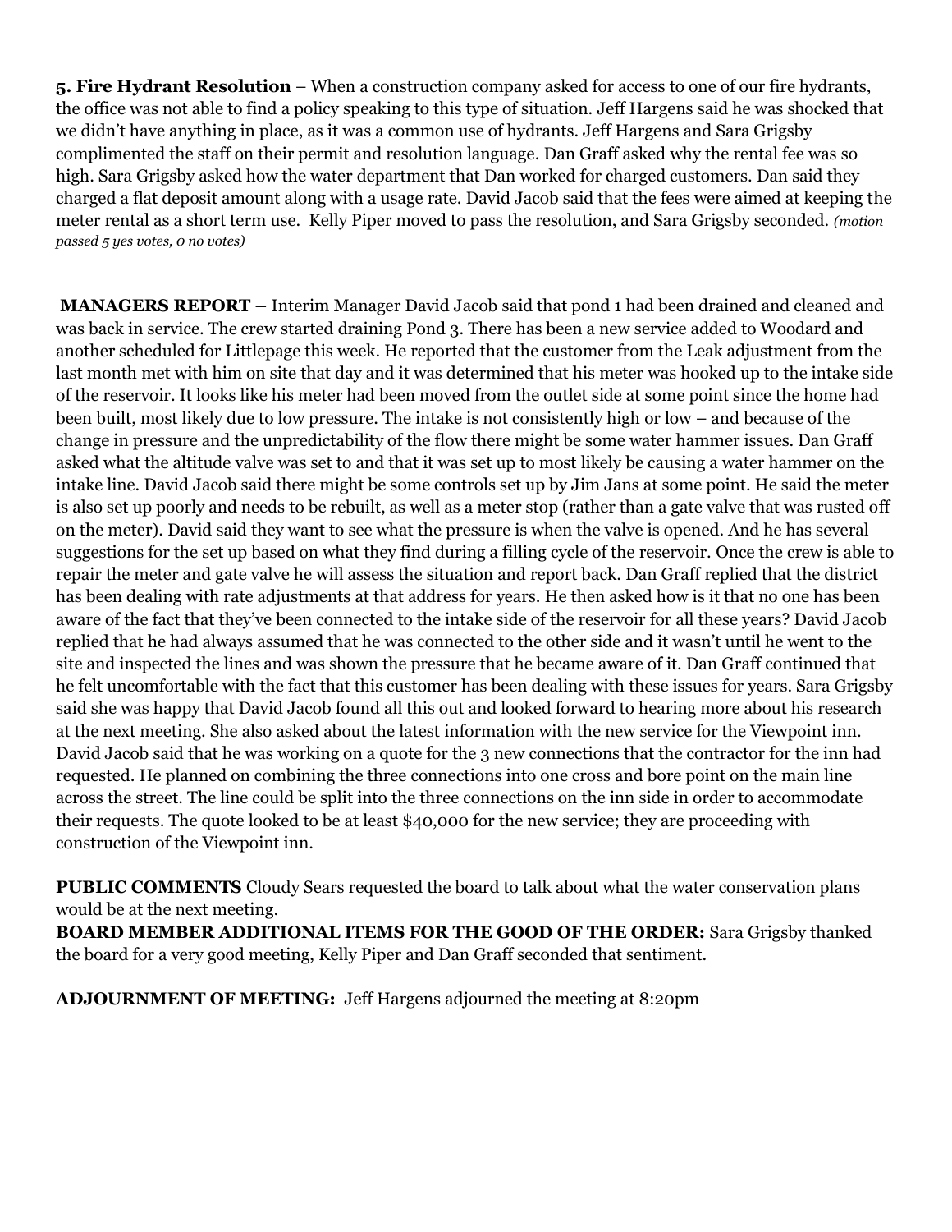**5. Fire Hydrant Resolution** – When a construction company asked for access to one of our fire hydrants, the office was not able to find a policy speaking to this type of situation. Jeff Hargens said he was shocked that we didn't have anything in place, as it was a common use of hydrants. Jeff Hargens and Sara Grigsby complimented the staff on their permit and resolution language. Dan Graff asked why the rental fee was so high. Sara Grigsby asked how the water department that Dan worked for charged customers. Dan said they charged a flat deposit amount along with a usage rate. David Jacob said that the fees were aimed at keeping the meter rental as a short term use. Kelly Piper moved to pass the resolution, and Sara Grigsby seconded. *(motion passed 5 yes votes, 0 no votes)*

**MANAGERS REPORT –** Interim Manager David Jacob said that pond 1 had been drained and cleaned and was back in service. The crew started draining Pond 3. There has been a new service added to Woodard and another scheduled for Littlepage this week. He reported that the customer from the Leak adjustment from the last month met with him on site that day and it was determined that his meter was hooked up to the intake side of the reservoir. It looks like his meter had been moved from the outlet side at some point since the home had been built, most likely due to low pressure. The intake is not consistently high or low – and because of the change in pressure and the unpredictability of the flow there might be some water hammer issues. Dan Graff asked what the altitude valve was set to and that it was set up to most likely be causing a water hammer on the intake line. David Jacob said there might be some controls set up by Jim Jans at some point. He said the meter is also set up poorly and needs to be rebuilt, as well as a meter stop (rather than a gate valve that was rusted off on the meter). David said they want to see what the pressure is when the valve is opened. And he has several suggestions for the set up based on what they find during a filling cycle of the reservoir. Once the crew is able to repair the meter and gate valve he will assess the situation and report back. Dan Graff replied that the district has been dealing with rate adjustments at that address for years. He then asked how is it that no one has been aware of the fact that they've been connected to the intake side of the reservoir for all these years? David Jacob replied that he had always assumed that he was connected to the other side and it wasn't until he went to the site and inspected the lines and was shown the pressure that he became aware of it. Dan Graff continued that he felt uncomfortable with the fact that this customer has been dealing with these issues for years. Sara Grigsby said she was happy that David Jacob found all this out and looked forward to hearing more about his research at the next meeting. She also asked about the latest information with the new service for the Viewpoint inn. David Jacob said that he was working on a quote for the 3 new connections that the contractor for the inn had requested. He planned on combining the three connections into one cross and bore point on the main line across the street. The line could be split into the three connections on the inn side in order to accommodate their requests. The quote looked to be at least $40,000 for the new service; they are proceeding with construction of the Viewpoint inn.

**PUBLIC COMMENTS** Cloudy Sears requested the board to talk about what the water conservation plans would be at the next meeting.

**BOARD MEMBER ADDITIONAL ITEMS FOR THE GOOD OF THE ORDER:** Sara Grigsby thanked the board for a very good meeting, Kelly Piper and Dan Graff seconded that sentiment.

**ADJOURNMENT OF MEETING:** Jeff Hargens adjourned the meeting at 8:20pm